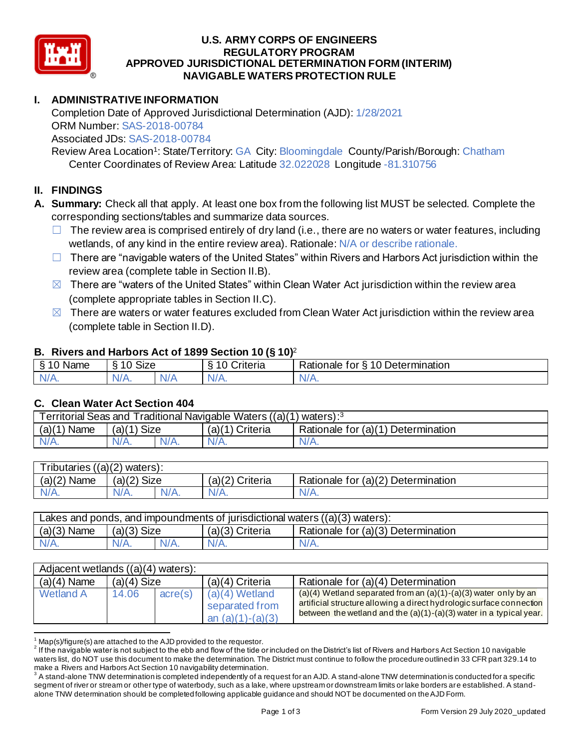# U.S. ARMY CORPS OF ENGINEERS
# REGULATORY PROGRAM
# APPROVED JURISDICTIONAL DETERMINATION FORM (INTERIM)
# NAVIGABLE WATERS PROTECTION RULE

## I. ADMINISTRATIVE INFORMATION

Completion Date of Approved Jurisdictional Determination (AJD): 1/28/2021
ORM Number: SAS-2018-00784
Associated JDs: SAS-2018-00784
Review Area Location[1]: State/Territory: GA City: Bloomingdale County/Parish/Borough: Chatham
Center Coordinates of Review Area: Latitude 32.022028 Longitude -81.310756

## II. FINDINGS

**A. Summary:** Check all that apply. At least one box from the following list MUST be selected. Complete the corresponding sections/tables and summarize data sources.

- ☐ The review area is comprised entirely of dry land (i.e., there are no waters or water features, including wetlands, of any kind in the entire review area). Rationale: N/A or describe rationale.
- ☐ There are "navigable waters of the United States" within Rivers and Harbors Act jurisdiction within the review area (complete table in Section II.B).
- ☒ There are "waters of the United States" within Clean Water Act jurisdiction within the review area (complete appropriate tables in Section II.C).
- ☒ There are waters or water features excluded from Clean Water Act jurisdiction within the review area (complete table in Section II.D).

### B. Rivers and Harbors Act of 1899 Section 10 (§ 10)[2]

| § 10 Name | § 10 Size | | § 10 Criteria | Rationale for § 10 Determination |
|---|---|---|---|---|
| N/A. | N/A. | N/A | N/A. | N/A. |

### C. Clean Water Act Section 404

| Territorial Seas and Traditional Navigable Waters ((a)(1) waters):[3] | | | | |
|---|---|---|---|---|
| (a)(1) Name | (a)(1) Size | | (a)(1) Criteria | Rationale for (a)(1) Determination |
| N/A. | N/A. | N/A. | N/A. | N/A. |

| Tributaries ((a)(2) waters): | | | | |
|---|---|---|---|---|
| (a)(2) Name | (a)(2) Size | | (a)(2) Criteria | Rationale for (a)(2) Determination |
| N/A. | N/A. | N/A. | N/A. | N/A. |

| Lakes and ponds, and impoundments of jurisdictional waters ((a)(3) waters): | | | | |
|---|---|---|---|---|
| (a)(3) Name | (a)(3) Size | | (a)(3) Criteria | Rationale for (a)(3) Determination |
| N/A. | N/A. | N/A. | N/A. | N/A. |

| Adjacent wetlands ((a)(4) waters): | | | | |
|---|---|---|---|---|
| (a)(4) Name | (a)(4) Size | | (a)(4) Criteria | Rationale for (a)(4) Determination |
| Wetland A | 14.06 | acre(s) | (a)(4) Wetland separated from an (a)(1)-(a)(3) | (a)(4) Wetland separated from an (a)(1)-(a)(3) water only by an artificial structure allowing a direct hydrologic surface connection between the wetland and the (a)(1)-(a)(3) water in a typical year. |

[1] Map(s)/figure(s) are attached to the AJD provided to the requestor.
[2] If the navigable water is not subject to the ebb and flow of the tide or included on the District's list of Rivers and Harbors Act Section 10 navigable waters list, do NOT use this document to make the determination. The District must continue to follow the procedure outlined in 33 CFR part 329.14 to make a Rivers and Harbors Act Section 10 navigability determination.
[3] A stand-alone TNW determination is completed independently of a request for an AJD. A stand-alone TNW determination is conducted for a specific segment of river or stream or other type of waterbody, such as a lake, where upstream or downstream limits or lake borders are established. A stand-alone TNW determination should be completed following applicable guidance and should NOT be documented on the AJD Form.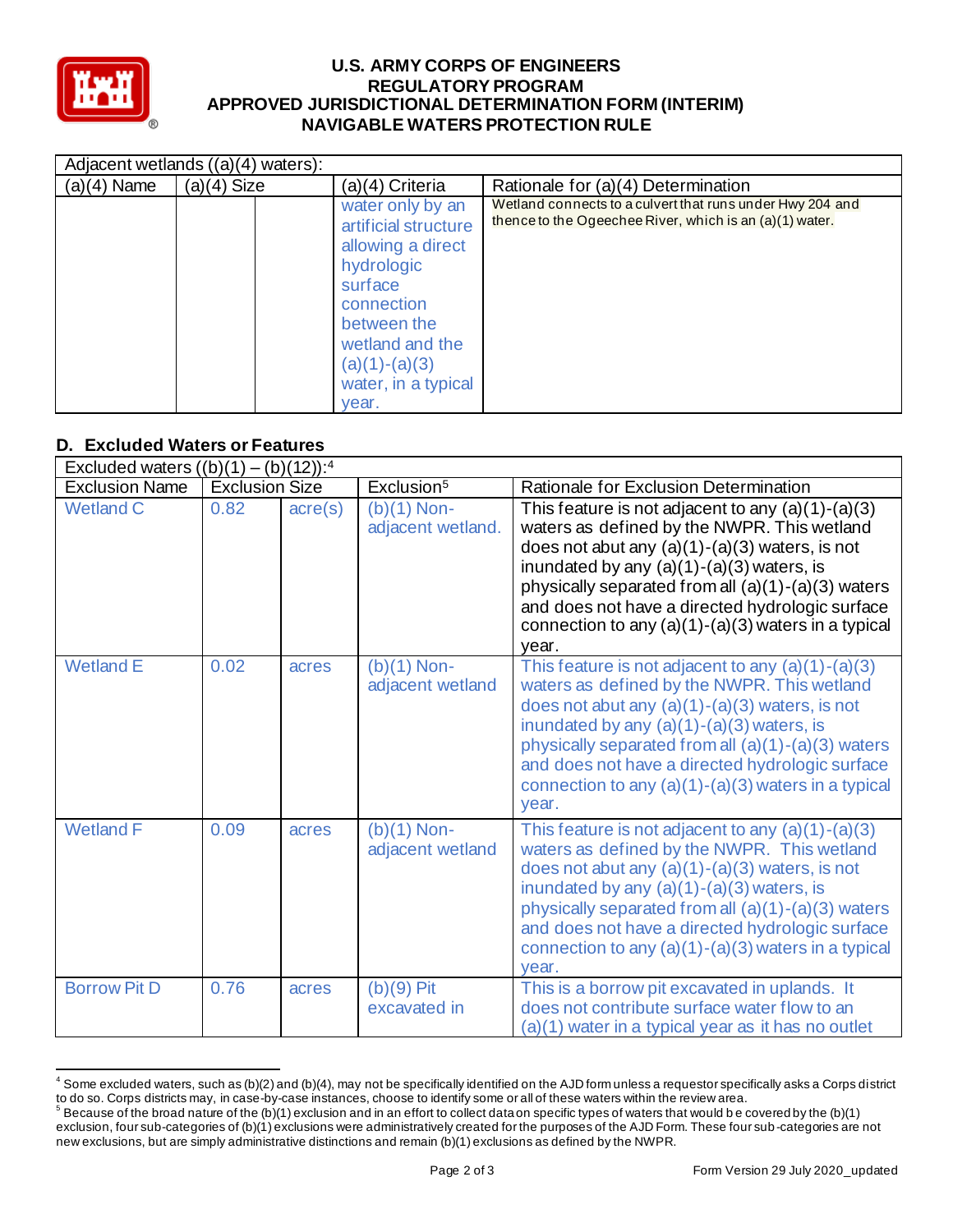| Adjacent wetlands ((a)(4) waters): | | | | |
|---|---|---|---|---|
| (a)(4) Name | (a)(4) Size | | (a)(4) Criteria | Rationale for (a)(4) Determination |
| | | | water only by an artificial structure allowing a direct hydrologic surface connection between the wetland and the (a)(1)-(a)(3) water, in a typical year. | Wetland connects to a culvert that runs under Hwy 204 and thence to the Ogeechee River, which is an (a)(1) water. |

## D. Excluded Waters or Features

| Excluded waters ((b)(1) – (b)(12)):[4] | | | | |
|---|---|---|---|---|
| Exclusion Name | Exclusion Size | | Exclusion[5] | Rationale for Exclusion Determination |
| Wetland C | 0.82 | acre(s) | (b)(1) Non-adjacent wetland. | This feature is not adjacent to any (a)(1)-(a)(3) waters as defined by the NWPR. This wetland does not abut any (a)(1)-(a)(3) waters, is not inundated by any (a)(1)-(a)(3) waters, is physically separated from all (a)(1)-(a)(3) waters and does not have a directed hydrologic surface connection to any (a)(1)-(a)(3) waters in a typical year. |
| Wetland E | 0.02 | acres | (b)(1) Non-adjacent wetland | This feature is not adjacent to any (a)(1)-(a)(3) waters as defined by the NWPR. This wetland does not abut any (a)(1)-(a)(3) waters, is not inundated by any (a)(1)-(a)(3) waters, is physically separated from all (a)(1)-(a)(3) waters and does not have a directed hydrologic surface connection to any (a)(1)-(a)(3) waters in a typical year. |
| Wetland F | 0.09 | acres | (b)(1) Non-adjacent wetland | This feature is not adjacent to any (a)(1)-(a)(3) waters as defined by the NWPR. This wetland does not abut any (a)(1)-(a)(3) waters, is not inundated by any (a)(1)-(a)(3) waters, is physically separated from all (a)(1)-(a)(3) waters and does not have a directed hydrologic surface connection to any (a)(1)-(a)(3) waters in a typical year. |
| Borrow Pit D | 0.76 | acres | (b)(9) Pit excavated in | This is a borrow pit excavated in uplands. It does not contribute surface water flow to an (a)(1) water in a typical year as it has no outlet |

[4] Some excluded waters, such as (b)(2) and (b)(4), may not be specifically identified on the AJD form unless a requestor specifically asks a Corps district to do so. Corps districts may, in case-by-case instances, choose to identify some or all of these waters within the review area.

[5] Because of the broad nature of the (b)(1) exclusion and in an effort to collect data on specific types of waters that would be covered by the (b)(1) exclusion, four sub-categories of (b)(1) exclusions were administratively created for the purposes of the AJD Form. These four sub-categories are not new exclusions, but are simply administrative distinctions and remain (b)(1) exclusions as defined by the NWPR.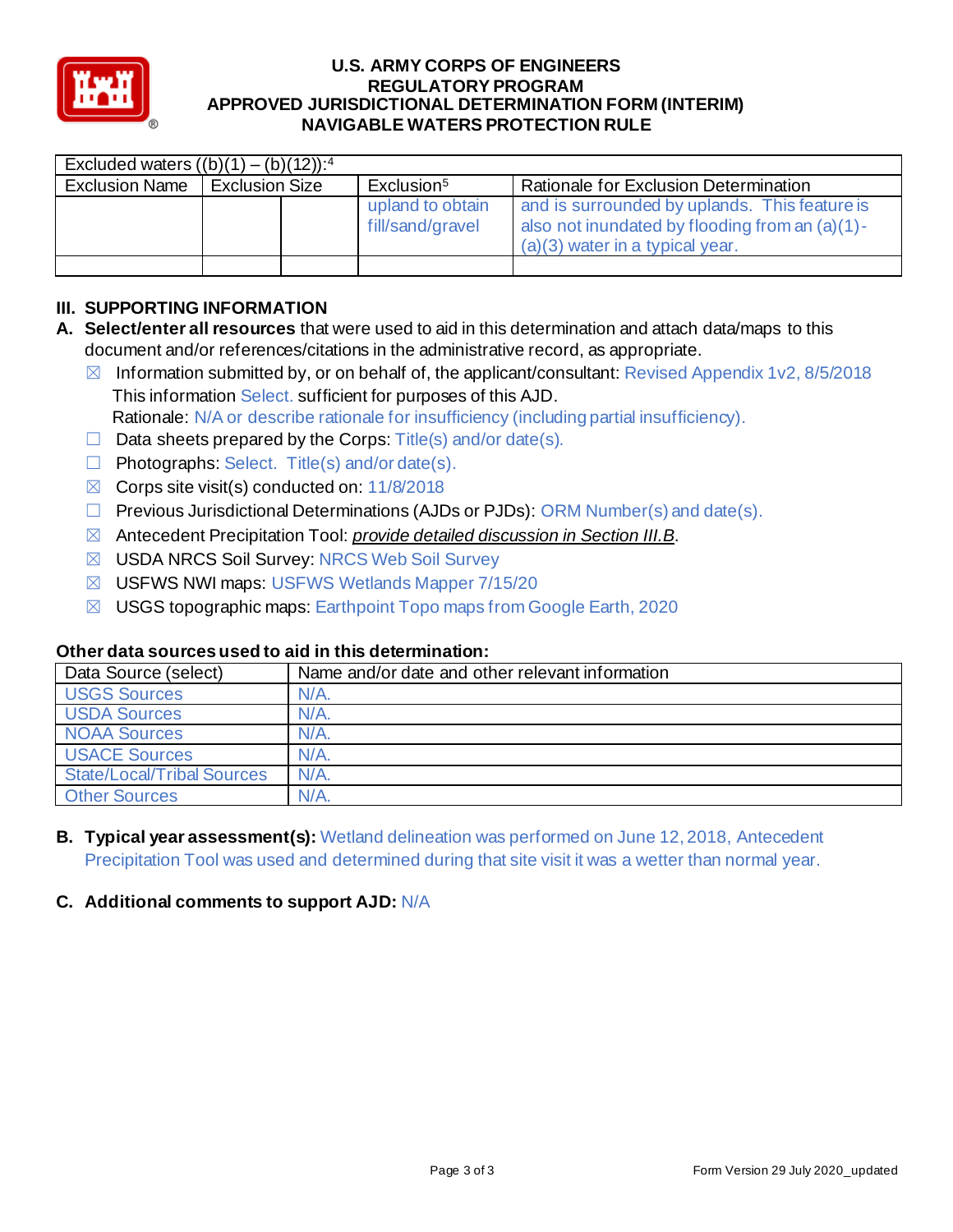**U.S. ARMY CORPS OF ENGINEERS**
**REGULATORY PROGRAM**
**APPROVED JURISDICTIONAL DETERMINATION FORM (INTERIM)**
**NAVIGABLE WATERS PROTECTION RULE**

| Excluded waters ((b)(1) – (b)(12)):[4] | | | | |
|---|---|---|---|---|
| Exclusion Name | Exclusion Size | | Exclusion[5] | Rationale for Exclusion Determination |
| | | | upland to obtain fill/sand/gravel | and is surrounded by uplands. This feature is also not inundated by flooding from an (a)(1)-(a)(3) water in a typical year. |
| | | | | |

## III. SUPPORTING INFORMATION

**A. Select/enter all resources** that were used to aid in this determination and attach data/maps to this document and/or references/citations in the administrative record, as appropriate.

- ☒ Information submitted by, or on behalf of, the applicant/consultant: Revised Appendix 1v2, 8/5/2018
  This information Select. sufficient for purposes of this AJD.
  Rationale: N/A or describe rationale for insufficiency (including partial insufficiency).
- ☐ Data sheets prepared by the Corps: Title(s) and/or date(s).
- ☐ Photographs: Select. Title(s) and/or date(s).
- ☒ Corps site visit(s) conducted on: 11/8/2018
- ☐ Previous Jurisdictional Determinations (AJDs or PJDs): ORM Number(s) and date(s).
- ☒ Antecedent Precipitation Tool: *provide detailed discussion in Section III.B*.
- ☒ USDA NRCS Soil Survey: NRCS Web Soil Survey
- ☒ USFWS NWI maps: USFWS Wetlands Mapper 7/15/20
- ☒ USGS topographic maps: Earthpoint Topo maps from Google Earth, 2020

**Other data sources used to aid in this determination:**

| Data Source (select) | Name and/or date and other relevant information |
|---|---|
| USGS Sources | N/A. |
| USDA Sources | N/A. |
| NOAA Sources | N/A. |
| USACE Sources | N/A. |
| State/Local/Tribal Sources | N/A. |
| Other Sources | N/A. |

**B. Typical year assessment(s):** Wetland delineation was performed on June 12, 2018, Antecedent Precipitation Tool was used and determined during that site visit it was a wetter than normal year.

**C. Additional comments to support AJD:** N/A